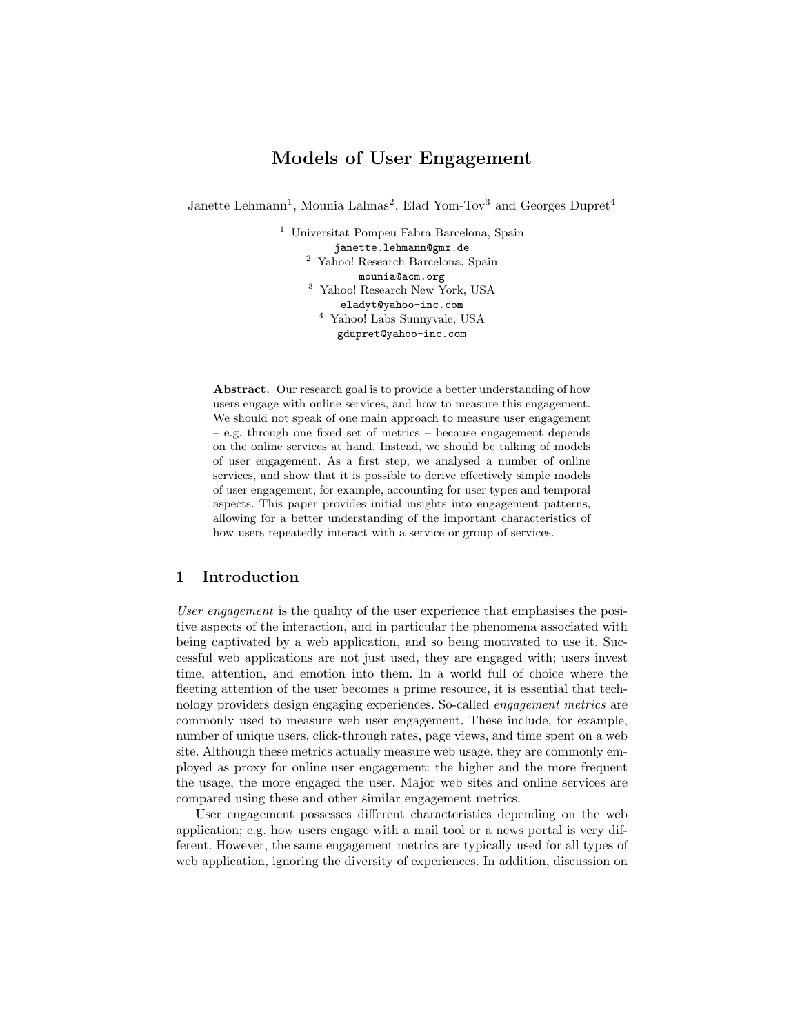# Models of User Engagement

Janette Lehmann[1], Mounia Lalmas[2], Elad Yom-Tov[3] and Georges Dupret[4]

[1] Universitat Pompeu Fabra Barcelona, Spain
janette.lehmann@gmx.de
[2] Yahoo! Research Barcelona, Spain
mounia@acm.org
[3] Yahoo! Research New York, USA
eladyt@yahoo-inc.com
[4] Yahoo! Labs Sunnyvale, USA
gdupret@yahoo-inc.com

**Abstract.** Our research goal is to provide a better understanding of how users engage with online services, and how to measure this engagement. We should not speak of one main approach to measure user engagement – e.g. through one fixed set of metrics – because engagement depends on the online services at hand. Instead, we should be talking of models of user engagement. As a first step, we analysed a number of online services, and show that it is possible to derive effectively simple models of user engagement, for example, accounting for user types and temporal aspects. This paper provides initial insights into engagement patterns, allowing for a better understanding of the important characteristics of how users repeatedly interact with a service or group of services.

## 1 Introduction

*User engagement* is the quality of the user experience that emphasises the positive aspects of the interaction, and in particular the phenomena associated with being captivated by a web application, and so being motivated to use it. Successful web applications are not just used, they are engaged with; users invest time, attention, and emotion into them. In a world full of choice where the fleeting attention of the user becomes a prime resource, it is essential that technology providers design engaging experiences. So-called *engagement metrics* are commonly used to measure web user engagement. These include, for example, number of unique users, click-through rates, page views, and time spent on a web site. Although these metrics actually measure web usage, they are commonly employed as proxy for online user engagement: the higher and the more frequent the usage, the more engaged the user. Major web sites and online services are compared using these and other similar engagement metrics.

User engagement possesses different characteristics depending on the web application; e.g. how users engage with a mail tool or a news portal is very different. However, the same engagement metrics are typically used for all types of web application, ignoring the diversity of experiences. In addition, discussion on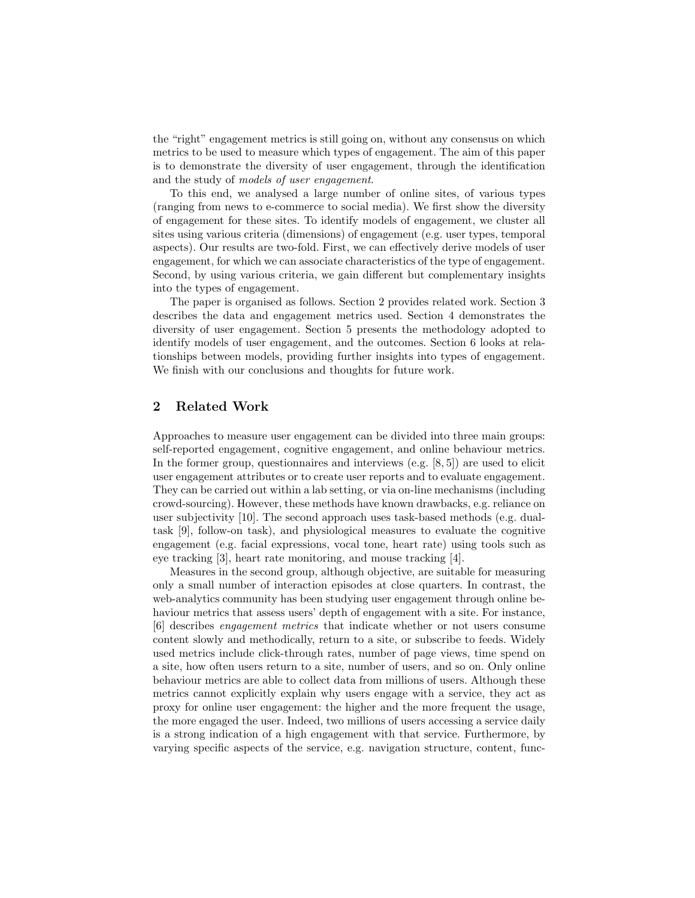the "right" engagement metrics is still going on, without any consensus on which metrics to be used to measure which types of engagement. The aim of this paper is to demonstrate the diversity of user engagement, through the identification and the study of *models of user engagement*.

To this end, we analysed a large number of online sites, of various types (ranging from news to e-commerce to social media). We first show the diversity of engagement for these sites. To identify models of engagement, we cluster all sites using various criteria (dimensions) of engagement (e.g. user types, temporal aspects). Our results are two-fold. First, we can effectively derive models of user engagement, for which we can associate characteristics of the type of engagement. Second, by using various criteria, we gain different but complementary insights into the types of engagement.

The paper is organised as follows. Section 2 provides related work. Section 3 describes the data and engagement metrics used. Section 4 demonstrates the diversity of user engagement. Section 5 presents the methodology adopted to identify models of user engagement, and the outcomes. Section 6 looks at relationships between models, providing further insights into types of engagement. We finish with our conclusions and thoughts for future work.

## 2 Related Work

Approaches to measure user engagement can be divided into three main groups: self-reported engagement, cognitive engagement, and online behaviour metrics. In the former group, questionnaires and interviews (e.g. [8, 5]) are used to elicit user engagement attributes or to create user reports and to evaluate engagement. They can be carried out within a lab setting, or via on-line mechanisms (including crowd-sourcing). However, these methods have known drawbacks, e.g. reliance on user subjectivity [10]. The second approach uses task-based methods (e.g. dual-task [9], follow-on task), and physiological measures to evaluate the cognitive engagement (e.g. facial expressions, vocal tone, heart rate) using tools such as eye tracking [3], heart rate monitoring, and mouse tracking [4].

Measures in the second group, although objective, are suitable for measuring only a small number of interaction episodes at close quarters. In contrast, the web-analytics community has been studying user engagement through online behaviour metrics that assess users' depth of engagement with a site. For instance, [6] describes *engagement metrics* that indicate whether or not users consume content slowly and methodically, return to a site, or subscribe to feeds. Widely used metrics include click-through rates, number of page views, time spend on a site, how often users return to a site, number of users, and so on. Only online behaviour metrics are able to collect data from millions of users. Although these metrics cannot explicitly explain why users engage with a service, they act as proxy for online user engagement: the higher and the more frequent the usage, the more engaged the user. Indeed, two millions of users accessing a service daily is a strong indication of a high engagement with that service. Furthermore, by varying specific aspects of the service, e.g. navigation structure, content, func-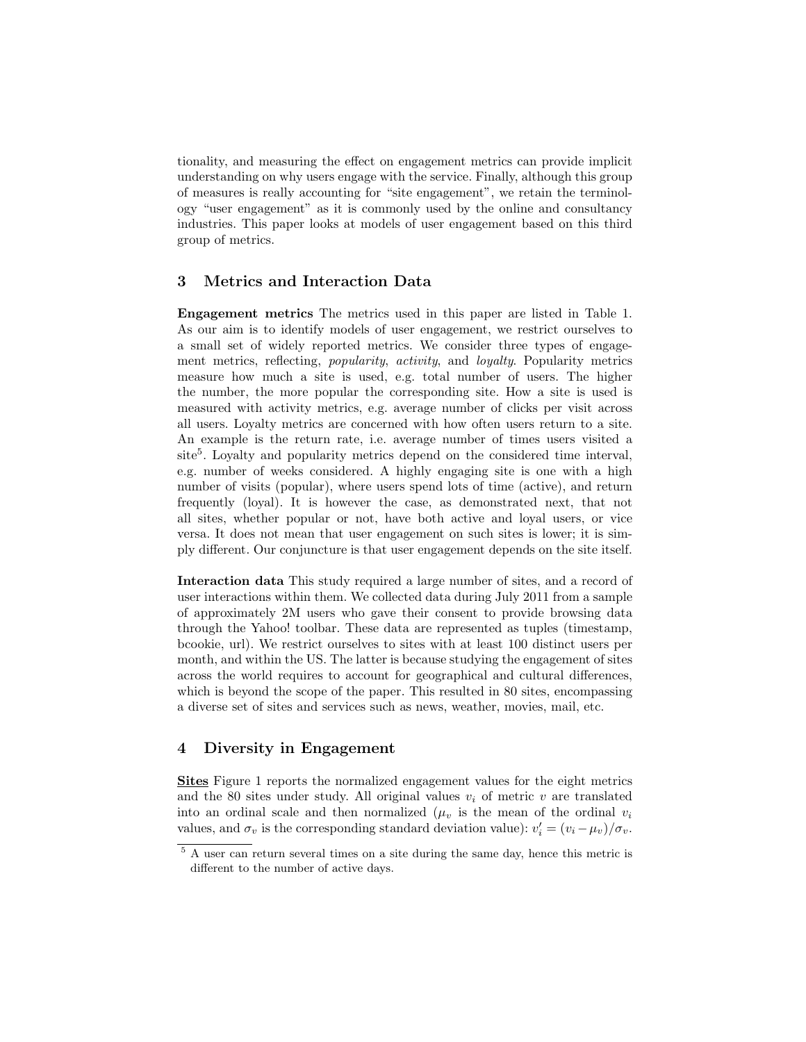tionality, and measuring the effect on engagement metrics can provide implicit understanding on why users engage with the service. Finally, although this group of measures is really accounting for "site engagement", we retain the terminology "user engagement" as it is commonly used by the online and consultancy industries. This paper looks at models of user engagement based on this third group of metrics.

## 3 Metrics and Interaction Data

**Engagement metrics** The metrics used in this paper are listed in Table 1. As our aim is to identify models of user engagement, we restrict ourselves to a small set of widely reported metrics. We consider three types of engagement metrics, reflecting, *popularity*, *activity*, and *loyalty*. Popularity metrics measure how much a site is used, e.g. total number of users. The higher the number, the more popular the corresponding site. How a site is used is measured with activity metrics, e.g. average number of clicks per visit across all users. Loyalty metrics are concerned with how often users return to a site. An example is the return rate, i.e. average number of times users visited a site[5]. Loyalty and popularity metrics depend on the considered time interval, e.g. number of weeks considered. A highly engaging site is one with a high number of visits (popular), where users spend lots of time (active), and return frequently (loyal). It is however the case, as demonstrated next, that not all sites, whether popular or not, have both active and loyal users, or vice versa. It does not mean that user engagement on such sites is lower; it is simply different. Our conjuncture is that user engagement depends on the site itself.

**Interaction data** This study required a large number of sites, and a record of user interactions within them. We collected data during July 2011 from a sample of approximately 2M users who gave their consent to provide browsing data through the Yahoo! toolbar. These data are represented as tuples (timestamp, bcookie, url). We restrict ourselves to sites with at least 100 distinct users per month, and within the US. The latter is because studying the engagement of sites across the world requires to account for geographical and cultural differences, which is beyond the scope of the paper. This resulted in 80 sites, encompassing a diverse set of sites and services such as news, weather, movies, mail, etc.

## 4 Diversity in Engagement

**Sites** Figure 1 reports the normalized engagement values for the eight metrics and the 80 sites under study. All original values $v_i$ of metric $v$ are translated into an ordinal scale and then normalized ($\mu_v$ is the mean of the ordinal $v_i$ values, and $\sigma_v$ is the corresponding standard deviation value): $v'_i = (v_i - \mu_v)/\sigma_v$.

[5] A user can return several times on a site during the same day, hence this metric is different to the number of active days.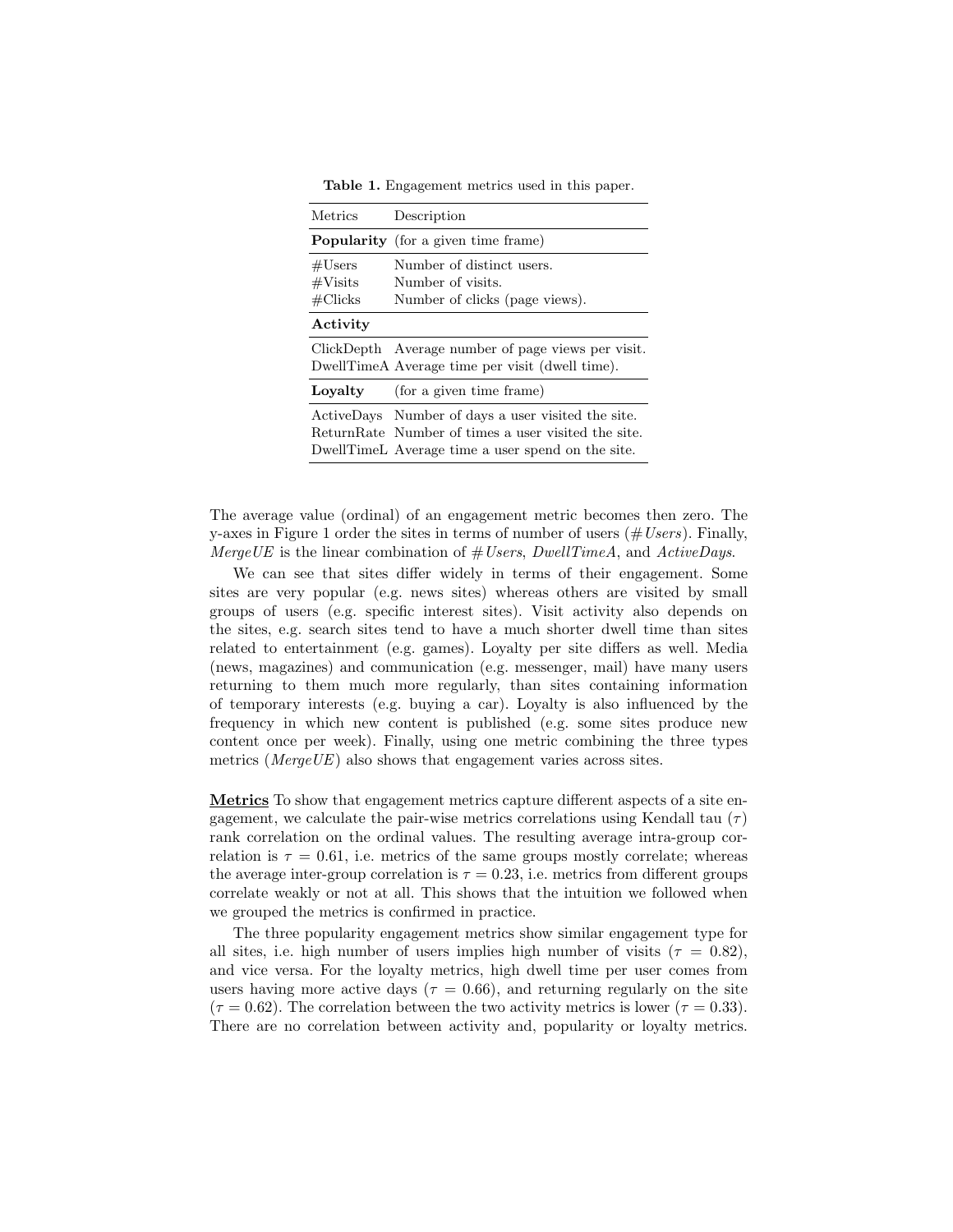**Table 1.** Engagement metrics used in this paper.

| Metrics | Description |
|---|---|
| **Popularity** | (for a given time frame) |
| #Users | Number of distinct users. |
| #Visits | Number of visits. |
| #Clicks | Number of clicks (page views). |
| **Activity** | |
| ClickDepth | Average number of page views per visit. |
| DwellTimeA | Average time per visit (dwell time). |
| **Loyalty** | (for a given time frame) |
| ActiveDays | Number of days a user visited the site. |
| ReturnRate | Number of times a user visited the site. |
| DwellTimeL | Average time a user spend on the site. |

The average value (ordinal) of an engagement metric becomes then zero. The y-axes in Figure 1 order the sites in terms of number of users (*#Users*). Finally, *MergeUE* is the linear combination of *#Users*, *DwellTimeA*, and *ActiveDays*.

We can see that sites differ widely in terms of their engagement. Some sites are very popular (e.g. news sites) whereas others are visited by small groups of users (e.g. specific interest sites). Visit activity also depends on the sites, e.g. search sites tend to have a much shorter dwell time than sites related to entertainment (e.g. games). Loyalty per site differs as well. Media (news, magazines) and communication (e.g. messenger, mail) have many users returning to them much more regularly, than sites containing information of temporary interests (e.g. buying a car). Loyalty is also influenced by the frequency in which new content is published (e.g. some sites produce new content once per week). Finally, using one metric combining the three types metrics (*MergeUE*) also shows that engagement varies across sites.

**Metrics** To show that engagement metrics capture different aspects of a site engagement, we calculate the pair-wise metrics correlations using Kendall tau ($\tau$) rank correlation on the ordinal values. The resulting average intra-group correlation is $\tau = 0.61$, i.e. metrics of the same groups mostly correlate; whereas the average inter-group correlation is $\tau = 0.23$, i.e. metrics from different groups correlate weakly or not at all. This shows that the intuition we followed when we grouped the metrics is confirmed in practice.

The three popularity engagement metrics show similar engagement type for all sites, i.e. high number of users implies high number of visits ($\tau = 0.82$), and vice versa. For the loyalty metrics, high dwell time per user comes from users having more active days ($\tau = 0.66$), and returning regularly on the site ($\tau = 0.62$). The correlation between the two activity metrics is lower ($\tau = 0.33$). There are no correlation between activity and, popularity or loyalty metrics.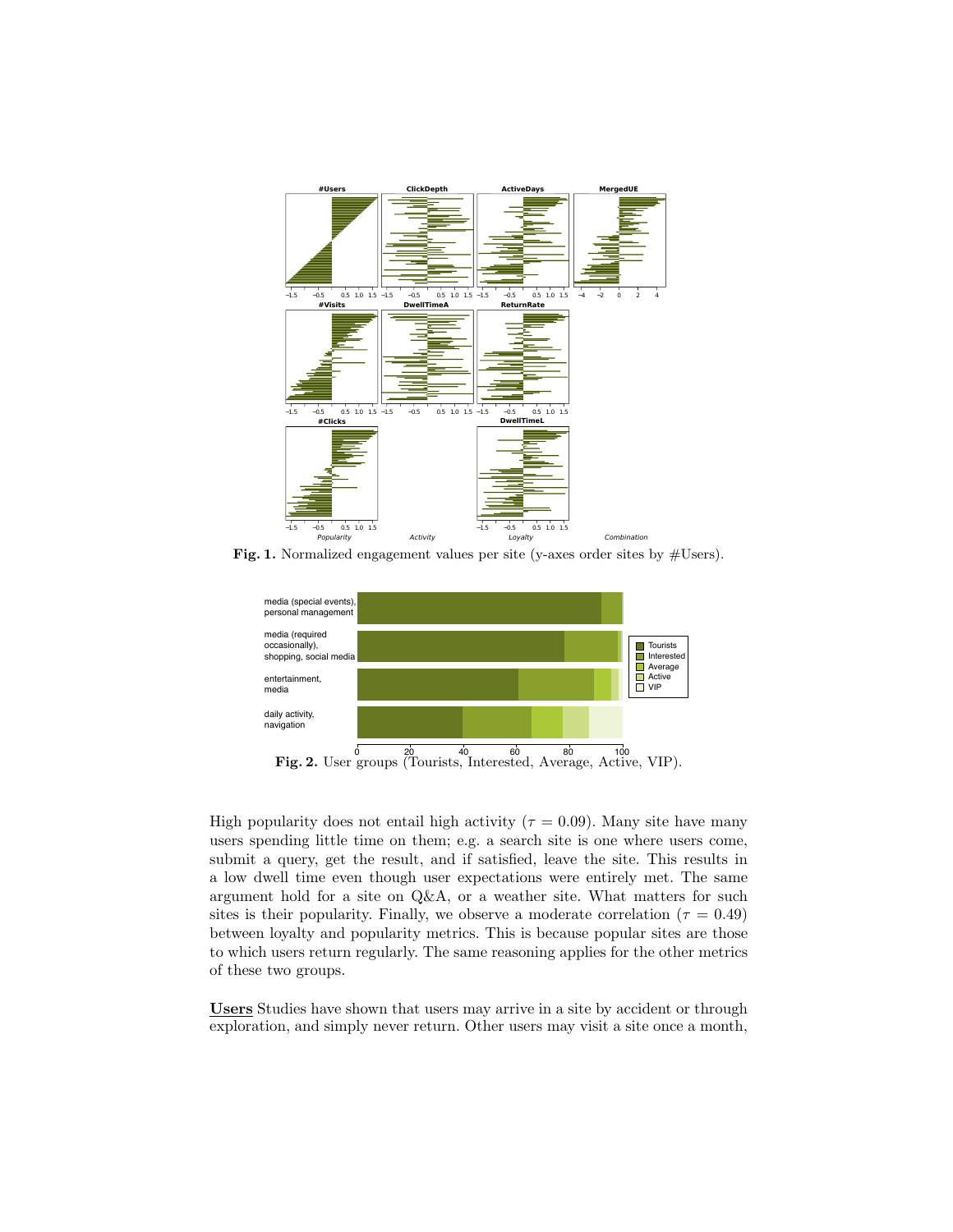**Fig. 1.** Normalized engagement values per site (y-axes order sites by #Users).

**Fig. 2.** User groups (Tourists, Interested, Average, Active, VIP).

High popularity does not entail high activity ($\tau = 0.09$). Many site have many users spending little time on them; e.g. a search site is one where users come, submit a query, get the result, and if satisfied, leave the site. This results in a low dwell time even though user expectations were entirely met. The same argument hold for a site on Q&A, or a weather site. What matters for such sites is their popularity. Finally, we observe a moderate correlation ($\tau = 0.49$) between loyalty and popularity metrics. This is because popular sites are those to which users return regularly. The same reasoning applies for the other metrics of these two groups.

**Users** Studies have shown that users may arrive in a site by accident or through exploration, and simply never return. Other users may visit a site once a month,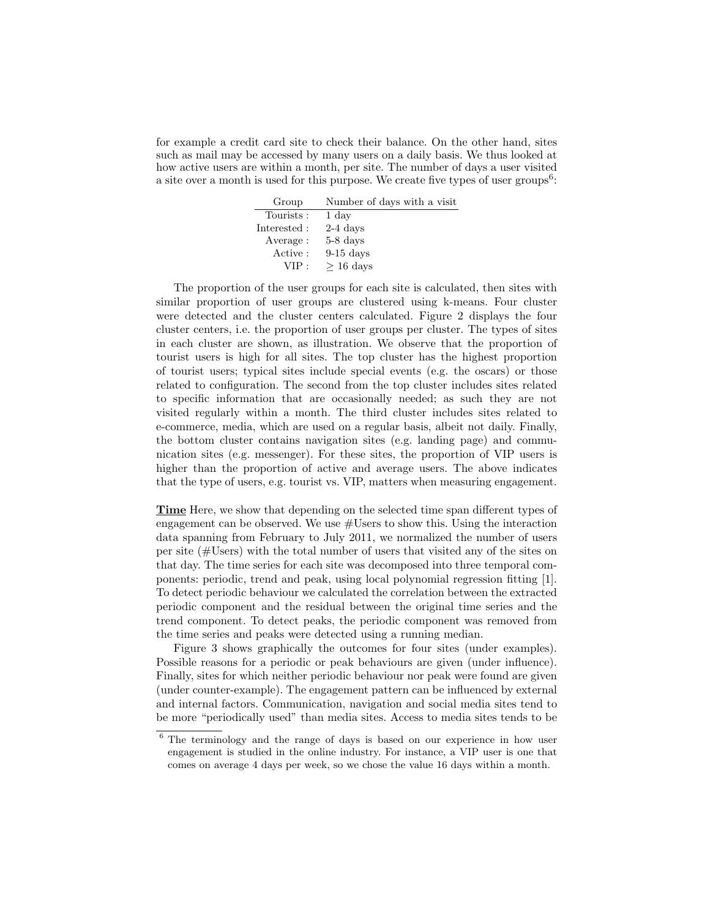for example a credit card site to check their balance. On the other hand, sites such as mail may be accessed by many users on a daily basis. We thus looked at how active users are within a month, per site. The number of days a user visited a site over a month is used for this purpose. We create five types of user groups[6]:

| Group | Number of days with a visit |
|---|---|
| Tourists : | 1 day |
| Interested : | 2-4 days |
| Average : | 5-8 days |
| Active : | 9-15 days |
| VIP : | $\geq$ 16 days |

The proportion of the user groups for each site is calculated, then sites with similar proportion of user groups are clustered using k-means. Four cluster were detected and the cluster centers calculated. Figure 2 displays the four cluster centers, i.e. the proportion of user groups per cluster. The types of sites in each cluster are shown, as illustration. We observe that the proportion of tourist users is high for all sites. The top cluster has the highest proportion of tourist users; typical sites include special events (e.g. the oscars) or those related to configuration. The second from the top cluster includes sites related to specific information that are occasionally needed; as such they are not visited regularly within a month. The third cluster includes sites related to e-commerce, media, which are used on a regular basis, albeit not daily. Finally, the bottom cluster contains navigation sites (e.g. landing page) and communication sites (e.g. messenger). For these sites, the proportion of VIP users is higher than the proportion of active and average users. The above indicates that the type of users, e.g. tourist vs. VIP, matters when measuring engagement.

**Time** Here, we show that depending on the selected time span different types of engagement can be observed. We use #Users to show this. Using the interaction data spanning from February to July 2011, we normalized the number of users per site (#Users) with the total number of users that visited any of the sites on that day. The time series for each site was decomposed into three temporal components: periodic, trend and peak, using local polynomial regression fitting [1]. To detect periodic behaviour we calculated the correlation between the extracted periodic component and the residual between the original time series and the trend component. To detect peaks, the periodic component was removed from the time series and peaks were detected using a running median.

Figure 3 shows graphically the outcomes for four sites (under examples). Possible reasons for a periodic or peak behaviours are given (under influence). Finally, sites for which neither periodic behaviour nor peak were found are given (under counter-example). The engagement pattern can be influenced by external and internal factors. Communication, navigation and social media sites tend to be more "periodically used" than media sites. Access to media sites tends to be

[6] The terminology and the range of days is based on our experience in how user engagement is studied in the online industry. For instance, a VIP user is one that comes on average 4 days per week, so we chose the value 16 days within a month.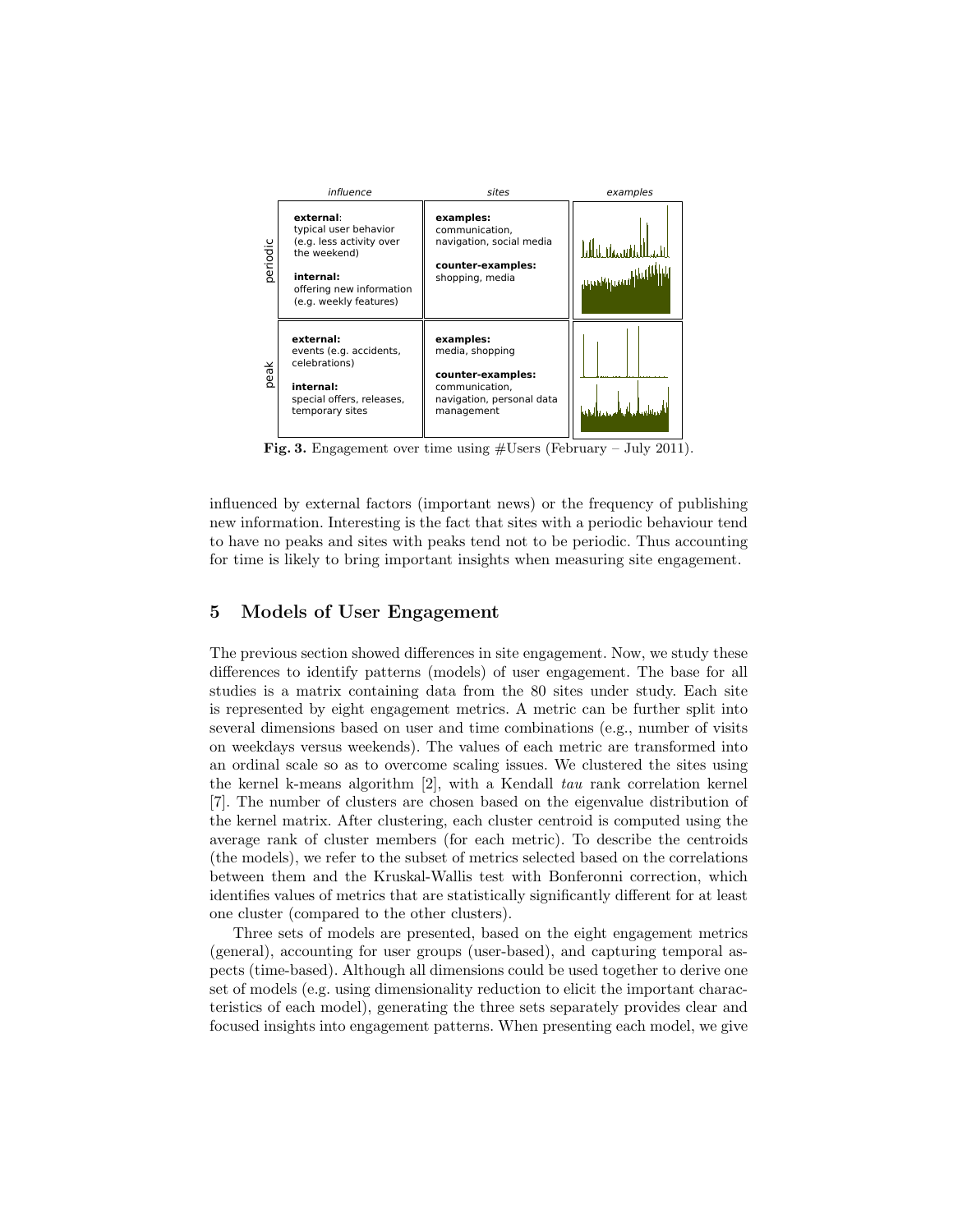| | influence | sites | examples |
|---|---|---|---|
| periodic | **external**: typical user behavior (e.g. less activity over the weekend) **internal:** offering new information (e.g. weekly features) | **examples:** communication, navigation, social media **counter-examples:** shopping, media | |
| peak | **external:** events (e.g. accidents, celebrations) **internal:** special offers, releases, temporary sites | **examples:** media, shopping **counter-examples:** communication, navigation, personal data management | |

**Fig. 3.** Engagement over time using #Users (February – July 2011).

influenced by external factors (important news) or the frequency of publishing new information. Interesting is the fact that sites with a periodic behaviour tend to have no peaks and sites with peaks tend not to be periodic. Thus accounting for time is likely to bring important insights when measuring site engagement.

## 5 Models of User Engagement

The previous section showed differences in site engagement. Now, we study these differences to identify patterns (models) of user engagement. The base for all studies is a matrix containing data from the 80 sites under study. Each site is represented by eight engagement metrics. A metric can be further split into several dimensions based on user and time combinations (e.g., number of visits on weekdays versus weekends). The values of each metric are transformed into an ordinal scale so as to overcome scaling issues. We clustered the sites using the kernel k-means algorithm [2], with a Kendall *tau* rank correlation kernel [7]. The number of clusters are chosen based on the eigenvalue distribution of the kernel matrix. After clustering, each cluster centroid is computed using the average rank of cluster members (for each metric). To describe the centroids (the models), we refer to the subset of metrics selected based on the correlations between them and the Kruskal-Wallis test with Bonferonni correction, which identifies values of metrics that are statistically significantly different for at least one cluster (compared to the other clusters).

Three sets of models are presented, based on the eight engagement metrics (general), accounting for user groups (user-based), and capturing temporal aspects (time-based). Although all dimensions could be used together to derive one set of models (e.g. using dimensionality reduction to elicit the important characteristics of each model), generating the three sets separately provides clear and focused insights into engagement patterns. When presenting each model, we give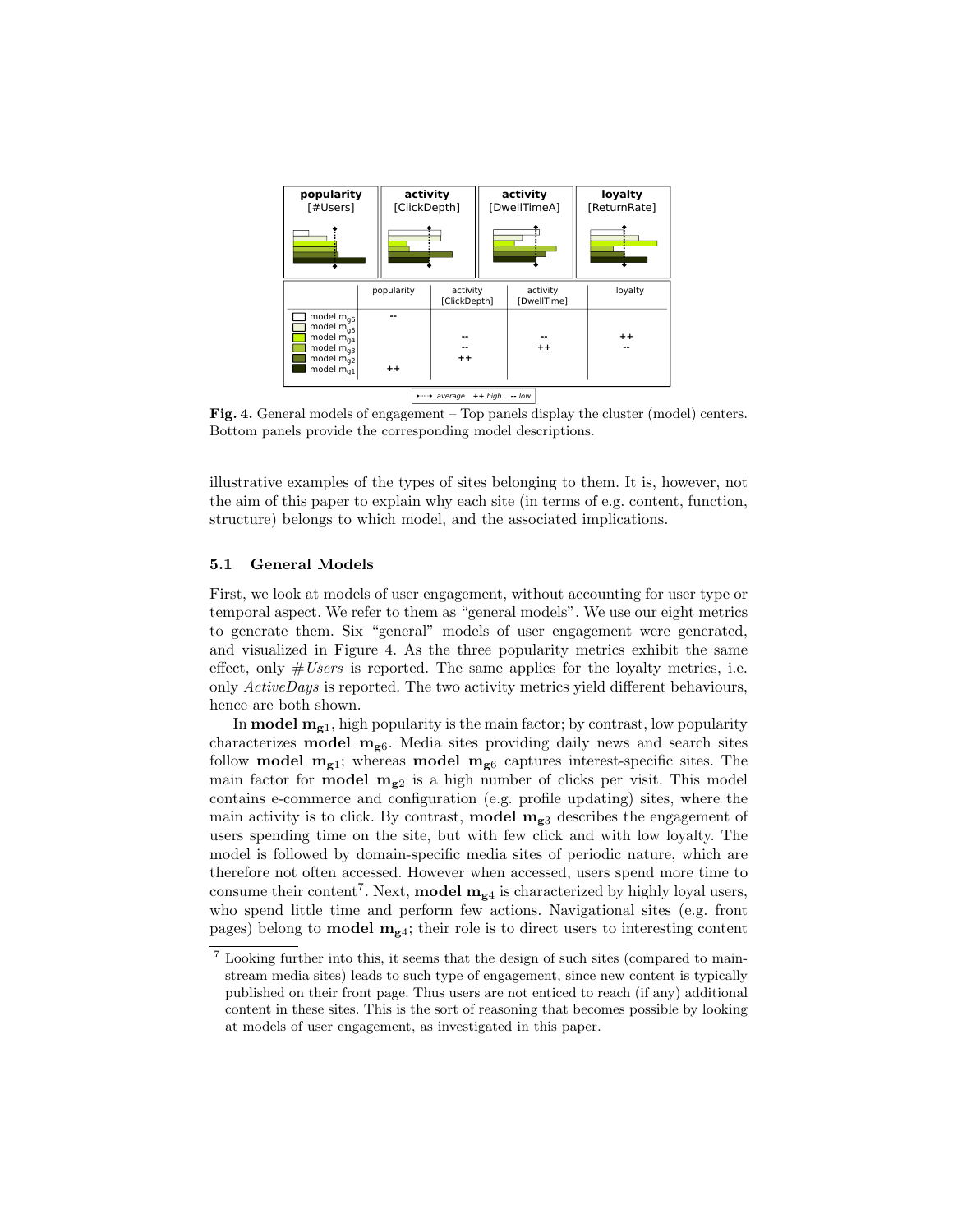| | popularity | activity [ClickDepth] | activity [DwellTime] | loyalty |
|---|---|---|---|---|
| model $m_{g6}$ | -- | | | |
| model $m_{g5}$ | | | | |
| model $m_{g4}$ | | -- | -- | ++ |
| model $m_{g3}$ | | -- | ++ | -- |
| model $m_{g2}$ | | ++ | | |
| model $m_{g1}$ | ++ | | | |

average ++ high -- low

**Fig. 4.** General models of engagement – Top panels display the cluster (model) centers. Bottom panels provide the corresponding model descriptions.

illustrative examples of the types of sites belonging to them. It is, however, not the aim of this paper to explain why each site (in terms of e.g. content, function, structure) belongs to which model, and the associated implications.

### 5.1 General Models

First, we look at models of user engagement, without accounting for user type or temporal aspect. We refer to them as "general models". We use our eight metrics to generate them. Six "general" models of user engagement were generated, and visualized in Figure 4. As the three popularity metrics exhibit the same effect, only *#Users* is reported. The same applies for the loyalty metrics, i.e. only *ActiveDays* is reported. The two activity metrics yield different behaviours, hence are both shown.

In **model $\mathbf{m_{g1}}$**, high popularity is the main factor; by contrast, low popularity characterizes **model $\mathbf{m_{g6}}$**. Media sites providing daily news and search sites follow **model $\mathbf{m_{g1}}$**; whereas **model $\mathbf{m_{g6}}$** captures interest-specific sites. The main factor for **model $\mathbf{m_{g2}}$** is a high number of clicks per visit. This model contains e-commerce and configuration (e.g. profile updating) sites, where the main activity is to click. By contrast, **model $\mathbf{m_{g3}}$** describes the engagement of users spending time on the site, but with few click and with low loyalty. The model is followed by domain-specific media sites of periodic nature, which are therefore not often accessed. However when accessed, users spend more time to consume their content[7]. Next, **model $\mathbf{m_{g4}}$** is characterized by highly loyal users, who spend little time and perform few actions. Navigational sites (e.g. front pages) belong to **model $\mathbf{m_{g4}}$**; their role is to direct users to interesting content

[7] Looking further into this, it seems that the design of such sites (compared to mainstream media sites) leads to such type of engagement, since new content is typically published on their front page. Thus users are not enticed to reach (if any) additional content in these sites. This is the sort of reasoning that becomes possible by looking at models of user engagement, as investigated in this paper.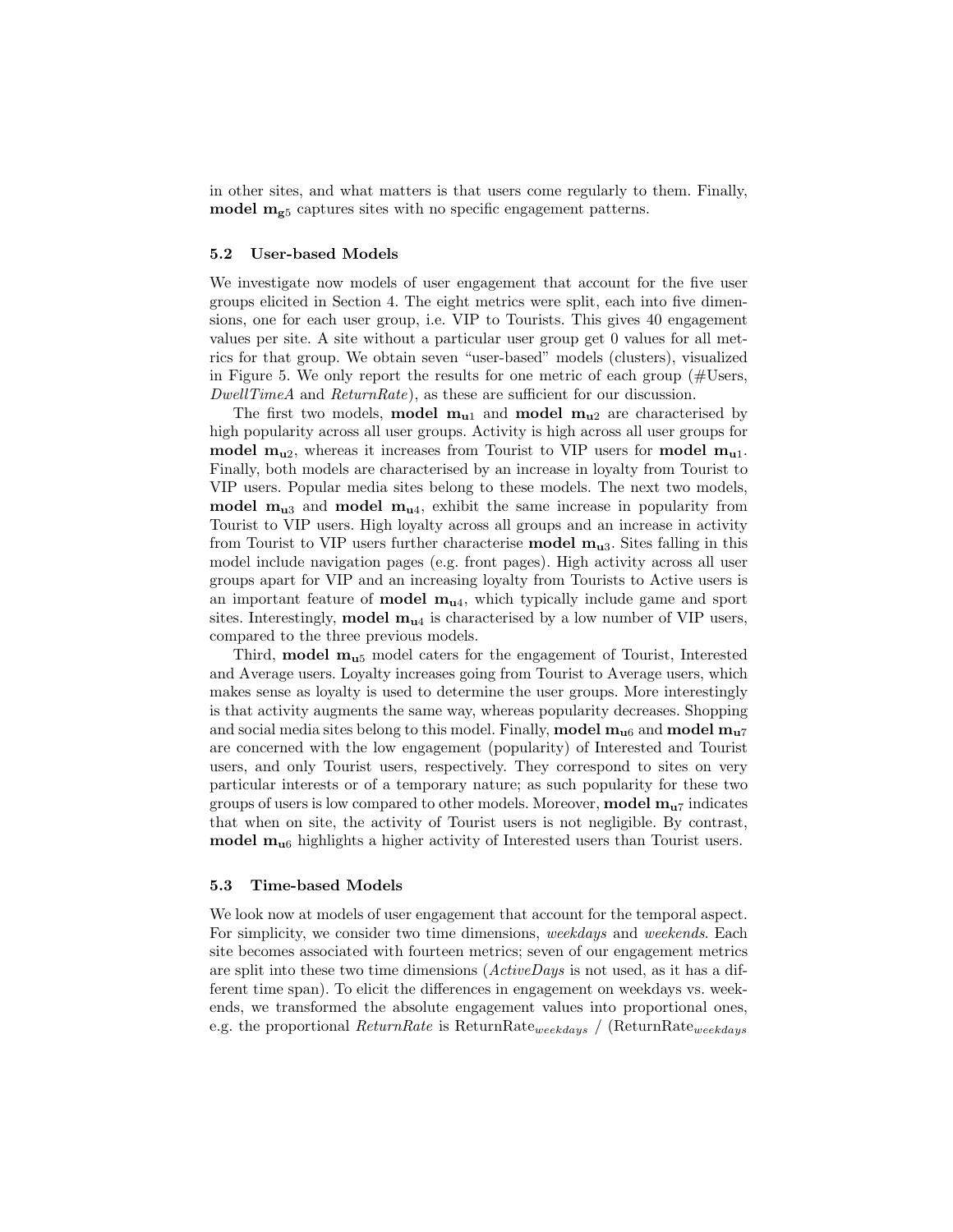in other sites, and what matters is that users come regularly to them. Finally, **model $\mathbf{m_{g5}}$** captures sites with no specific engagement patterns.

### 5.2 User-based Models

We investigate now models of user engagement that account for the five user groups elicited in Section 4. The eight metrics were split, each into five dimensions, one for each user group, i.e. VIP to Tourists. This gives 40 engagement values per site. A site without a particular user group get 0 values for all metrics for that group. We obtain seven "user-based" models (clusters), visualized in Figure 5. We only report the results for one metric of each group (#Users, *DwellTimeA* and *ReturnRate*), as these are sufficient for our discussion.

The first two models, **model $\mathbf{m_{u1}}$** and **model $\mathbf{m_{u2}}$** are characterised by high popularity across all user groups. Activity is high across all user groups for **model $\mathbf{m_{u2}}$**, whereas it increases from Tourist to VIP users for **model $\mathbf{m_{u1}}$**. Finally, both models are characterised by an increase in loyalty from Tourist to VIP users. Popular media sites belong to these models. The next two models, **model $\mathbf{m_{u3}}$** and **model $\mathbf{m_{u4}}$**, exhibit the same increase in popularity from Tourist to VIP users. High loyalty across all groups and an increase in activity from Tourist to VIP users further characterise **model $\mathbf{m_{u3}}$**. Sites falling in this model include navigation pages (e.g. front pages). High activity across all user groups apart for VIP and an increasing loyalty from Tourists to Active users is an important feature of **model $\mathbf{m_{u4}}$**, which typically include game and sport sites. Interestingly, **model $\mathbf{m_{u4}}$** is characterised by a low number of VIP users, compared to the three previous models.

Third, **model $\mathbf{m_{u5}}$** model caters for the engagement of Tourist, Interested and Average users. Loyalty increases going from Tourist to Average users, which makes sense as loyalty is used to determine the user groups. More interestingly is that activity augments the same way, whereas popularity decreases. Shopping and social media sites belong to this model. Finally, **model $\mathbf{m_{u6}}$** and **model $\mathbf{m_{u7}}$** are concerned with the low engagement (popularity) of Interested and Tourist users, and only Tourist users, respectively. They correspond to sites on very particular interests or of a temporary nature; as such popularity for these two groups of users is low compared to other models. Moreover, **model $\mathbf{m_{u7}}$** indicates that when on site, the activity of Tourist users is not negligible. By contrast, **model $\mathbf{m_{u6}}$** highlights a higher activity of Interested users than Tourist users.

### 5.3 Time-based Models

We look now at models of user engagement that account for the temporal aspect. For simplicity, we consider two time dimensions, *weekdays* and *weekends*. Each site becomes associated with fourteen metrics; seven of our engagement metrics are split into these two time dimensions (*ActiveDays* is not used, as it has a different time span). To elicit the differences in engagement on weekdays vs. weekends, we transformed the absolute engagement values into proportional ones, e.g. the proportional *ReturnRate* is $\text{ReturnRate}_{weekdays}$ / $(\text{ReturnRate}_{weekdays}$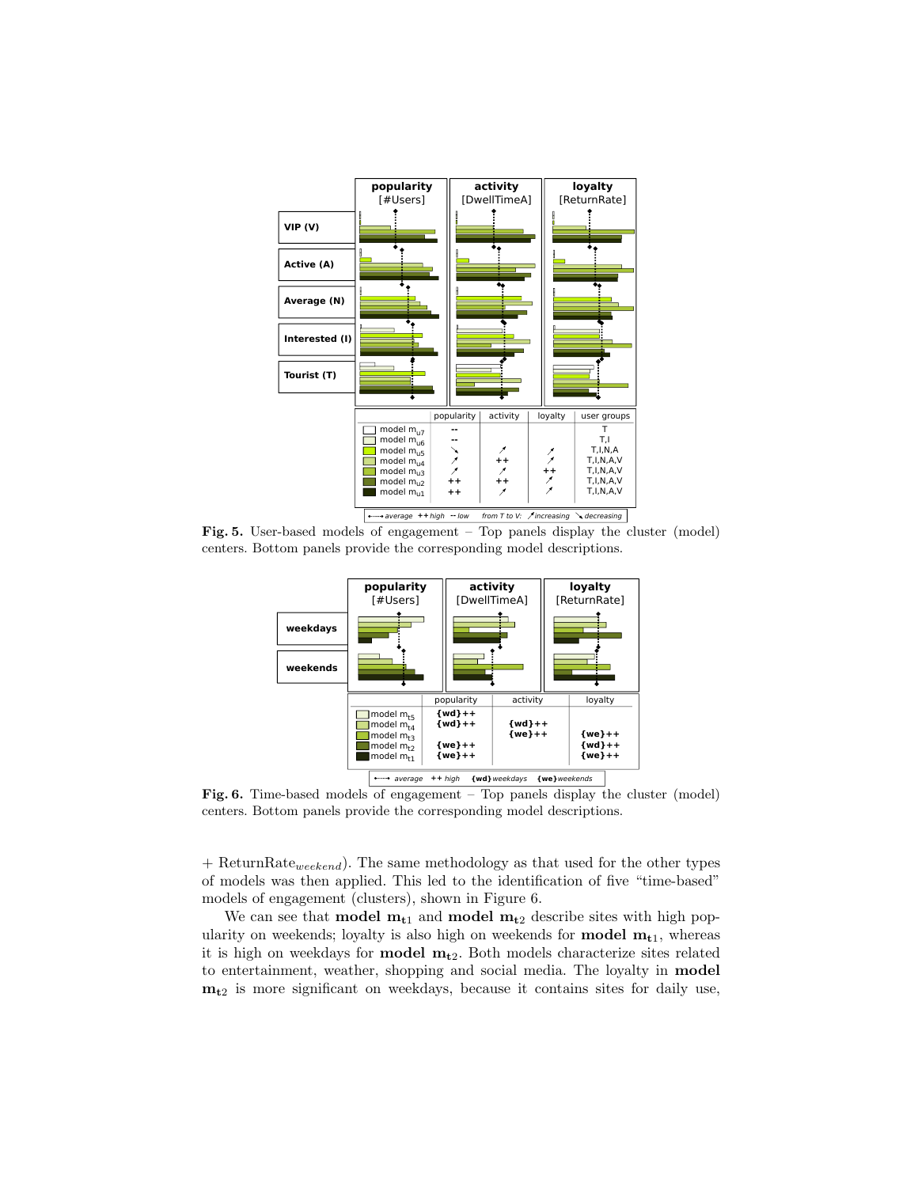| | popularity | activity | loyalty | user groups |
|---|---|---|---|---|
| model $m_{u7}$ | -- | | | T |
| model $m_{u6}$ | -- | | | T,I |
| model $m_{u5}$ | ↘ | ↗ | | T,I,N,A |
| model $m_{u4}$ | ↗ | ++ | ↗ | T,I,N,A,V |
| model $m_{u3}$ | ↗ | ↗ | ++ | T,I,N,A,V |
| model $m_{u2}$ | ++ | ++ | ↗ | T,I,N,A,V |
| model $m_{u1}$ | ++ | ↗ | ↗ | T,I,N,A,V |

average ++ high -- low from T to V: ↗ increasing ↘ decreasing

**Fig. 5.** User-based models of engagement – Top panels display the cluster (model) centers. Bottom panels provide the corresponding model descriptions.

| | popularity | activity | loyalty |
|---|---|---|---|
| model $m_{t5}$ | {wd}++ | | |
| model $m_{t4}$ | {wd}++ | {wd}++ | |
| model $m_{t3}$ | | {we}++ | {we}++ |
| model $m_{t2}$ | {we}++ | | {wd}++ |
| model $m_{t1}$ | {we}++ | | {we}++ |

average ++ high {wd} weekdays {we} weekends

**Fig. 6.** Time-based models of engagement – Top panels display the cluster (model) centers. Bottom panels provide the corresponding model descriptions.

+ $\text{ReturnRate}_{weekend}$). The same methodology as that used for the other types of models was then applied. This led to the identification of five "time-based" models of engagement (clusters), shown in Figure 6.

We can see that **model $\mathbf{m_{t1}}$** and **model $\mathbf{m_{t2}}$** describe sites with high popularity on weekends; loyalty is also high on weekends for **model $\mathbf{m_{t1}}$**, whereas it is high on weekdays for **model $\mathbf{m_{t2}}$**. Both models characterize sites related to entertainment, weather, shopping and social media. The loyalty in **model $\mathbf{m_{t2}}$** is more significant on weekdays, because it contains sites for daily use,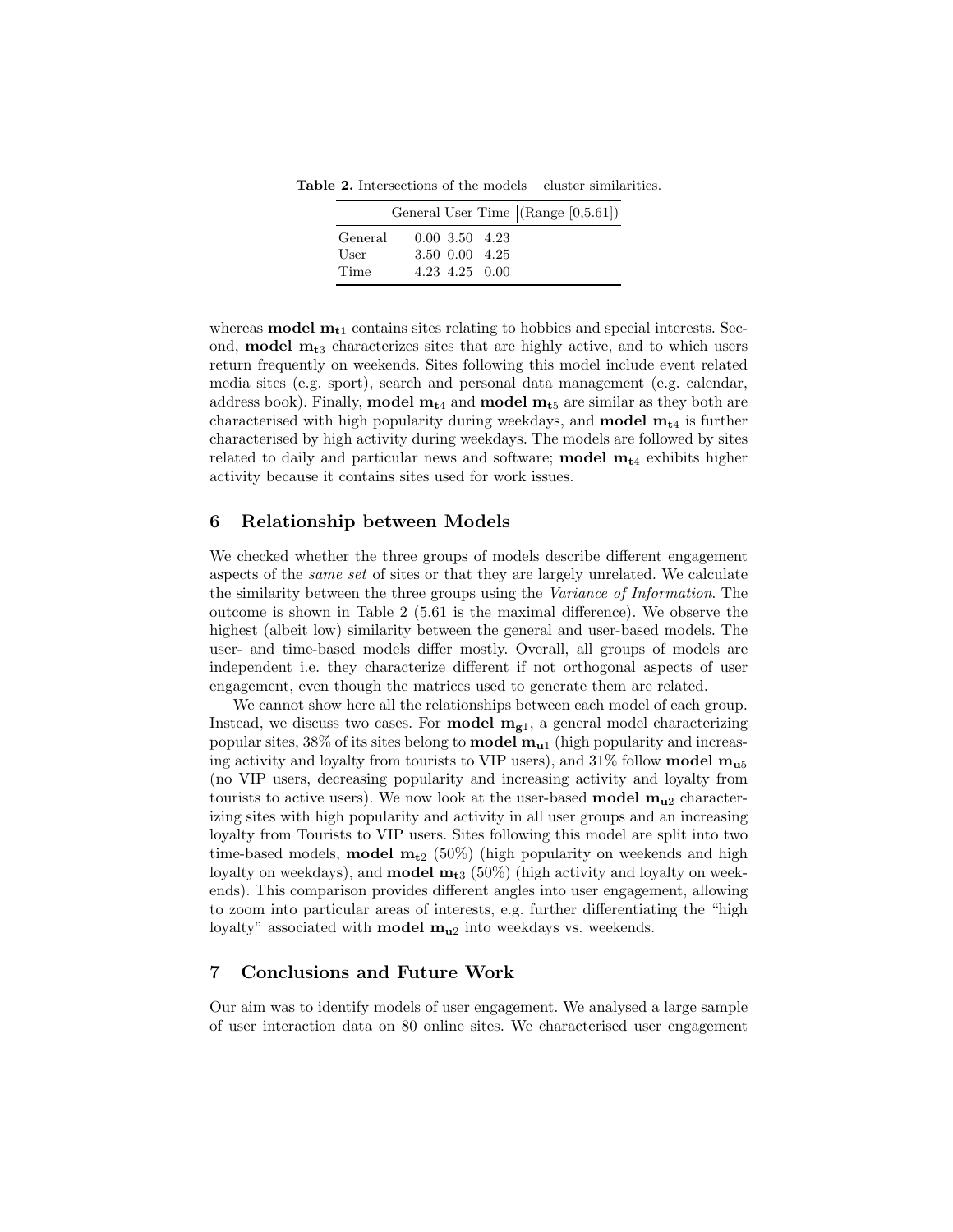**Table 2.** Intersections of the models – cluster similarities.

| | General | User | Time | (Range [0,5.61]) |
|---|---|---|---|---|
| General | 0.00 | 3.50 | 4.23 | |
| User | 3.50 | 0.00 | 4.25 | |
| Time | 4.23 | 4.25 | 0.00 | |

whereas **model $\mathbf{m_{t1}}$** contains sites relating to hobbies and special interests. Second, **model $\mathbf{m_{t3}}$** characterizes sites that are highly active, and to which users return frequently on weekends. Sites following this model include event related media sites (e.g. sport), search and personal data management (e.g. calendar, address book). Finally, **model $\mathbf{m_{t4}}$** and **model $\mathbf{m_{t5}}$** are similar as they both are characterised with high popularity during weekdays, and **model $\mathbf{m_{t4}}$** is further characterised by high activity during weekdays. The models are followed by sites related to daily and particular news and software; **model $\mathbf{m_{t4}}$** exhibits higher activity because it contains sites used for work issues.

## 6 Relationship between Models

We checked whether the three groups of models describe different engagement aspects of the *same set* of sites or that they are largely unrelated. We calculate the similarity between the three groups using the *Variance of Information*. The outcome is shown in Table 2 (5.61 is the maximal difference). We observe the highest (albeit low) similarity between the general and user-based models. The user- and time-based models differ mostly. Overall, all groups of models are independent i.e. they characterize different if not orthogonal aspects of user engagement, even though the matrices used to generate them are related.

We cannot show here all the relationships between each model of each group. Instead, we discuss two cases. For **model $\mathbf{m_{g1}}$**, a general model characterizing popular sites, 38% of its sites belong to **model $\mathbf{m_{u1}}$** (high popularity and increasing activity and loyalty from tourists to VIP users), and 31% follow **model $\mathbf{m_{u5}}$** (no VIP users, decreasing popularity and increasing activity and loyalty from tourists to active users). We now look at the user-based **model $\mathbf{m_{u2}}$** characterizing sites with high popularity and activity in all user groups and an increasing loyalty from Tourists to VIP users. Sites following this model are split into two time-based models, **model $\mathbf{m_{t2}}$** (50%) (high popularity on weekends and high loyalty on weekdays), and **model $\mathbf{m_{t3}}$** (50%) (high activity and loyalty on weekends). This comparison provides different angles into user engagement, allowing to zoom into particular areas of interests, e.g. further differentiating the "high loyalty" associated with **model $\mathbf{m_{u2}}$** into weekdays vs. weekends.

## 7 Conclusions and Future Work

Our aim was to identify models of user engagement. We analysed a large sample of user interaction data on 80 online sites. We characterised user engagement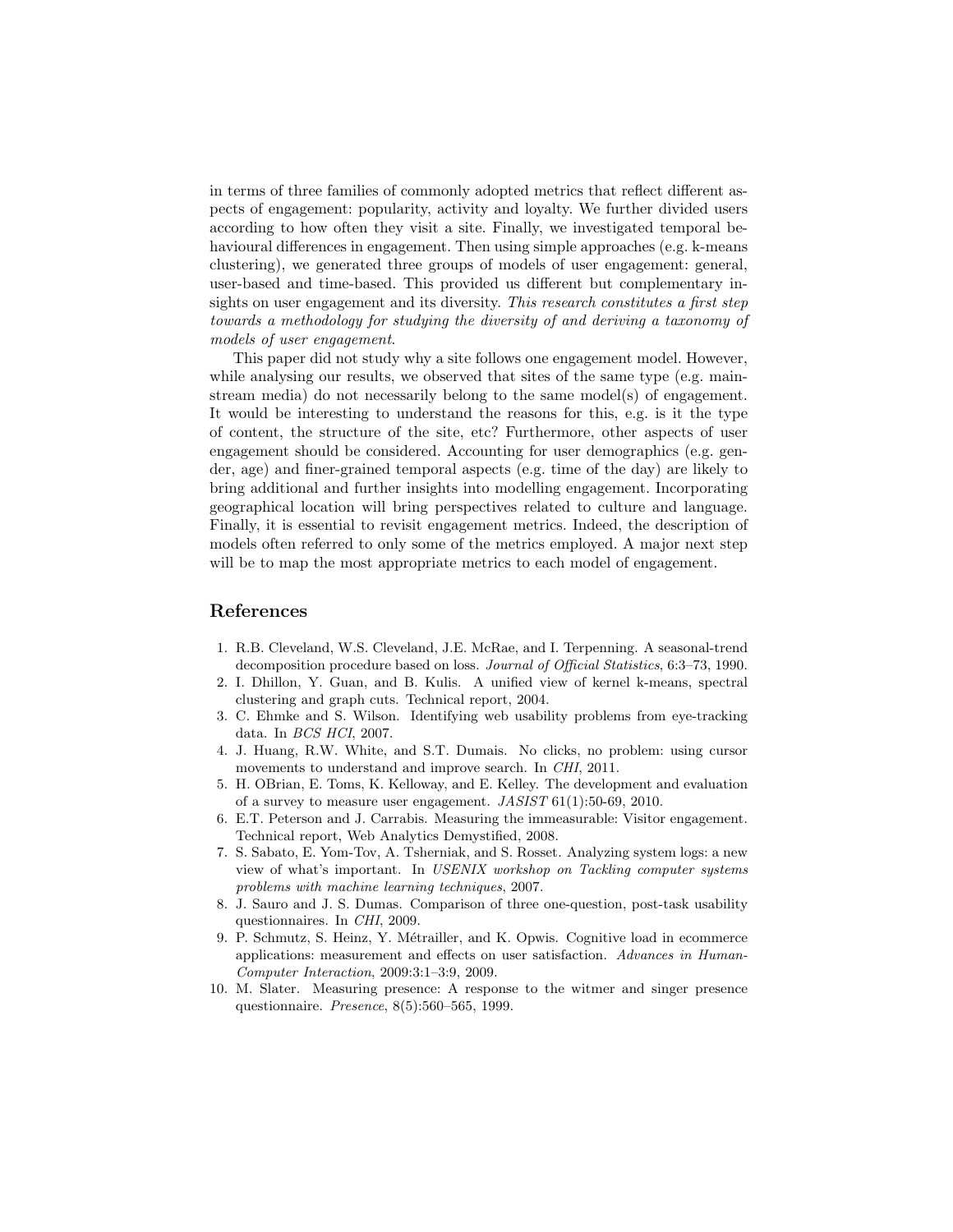in terms of three families of commonly adopted metrics that reflect different aspects of engagement: popularity, activity and loyalty. We further divided users according to how often they visit a site. Finally, we investigated temporal behavioural differences in engagement. Then using simple approaches (e.g. k-means clustering), we generated three groups of models of user engagement: general, user-based and time-based. This provided us different but complementary insights on user engagement and its diversity. *This research constitutes a first step towards a methodology for studying the diversity of and deriving a taxonomy of models of user engagement.*

This paper did not study why a site follows one engagement model. However, while analysing our results, we observed that sites of the same type (e.g. mainstream media) do not necessarily belong to the same model(s) of engagement. It would be interesting to understand the reasons for this, e.g. is it the type of content, the structure of the site, etc? Furthermore, other aspects of user engagement should be considered. Accounting for user demographics (e.g. gender, age) and finer-grained temporal aspects (e.g. time of the day) are likely to bring additional and further insights into modelling engagement. Incorporating geographical location will bring perspectives related to culture and language. Finally, it is essential to revisit engagement metrics. Indeed, the description of models often referred to only some of the metrics employed. A major next step will be to map the most appropriate metrics to each model of engagement.

## References

1. R.B. Cleveland, W.S. Cleveland, J.E. McRae, and I. Terpenning. A seasonal-trend decomposition procedure based on loss. *Journal of Official Statistics*, 6:3–73, 1990.
2. I. Dhillon, Y. Guan, and B. Kulis. A unified view of kernel k-means, spectral clustering and graph cuts. Technical report, 2004.
3. C. Ehmke and S. Wilson. Identifying web usability problems from eye-tracking data. In *BCS HCI*, 2007.
4. J. Huang, R.W. White, and S.T. Dumais. No clicks, no problem: using cursor movements to understand and improve search. In *CHI*, 2011.
5. H. OBrian, E. Toms, K. Kelloway, and E. Kelley. The development and evaluation of a survey to measure user engagement. *JASIST* 61(1):50-69, 2010.
6. E.T. Peterson and J. Carrabis. Measuring the immeasurable: Visitor engagement. Technical report, Web Analytics Demystified, 2008.
7. S. Sabato, E. Yom-Tov, A. Tsherniak, and S. Rosset. Analyzing system logs: a new view of what's important. In *USENIX workshop on Tackling computer systems problems with machine learning techniques*, 2007.
8. J. Sauro and J. S. Dumas. Comparison of three one-question, post-task usability questionnaires. In *CHI*, 2009.
9. P. Schmutz, S. Heinz, Y. Métrailler, and K. Opwis. Cognitive load in ecommerce applications: measurement and effects on user satisfaction. *Advances in Human-Computer Interaction*, 2009:3:1–3:9, 2009.
10. M. Slater. Measuring presence: A response to the witmer and singer presence questionnaire. *Presence*, 8(5):560–565, 1999.